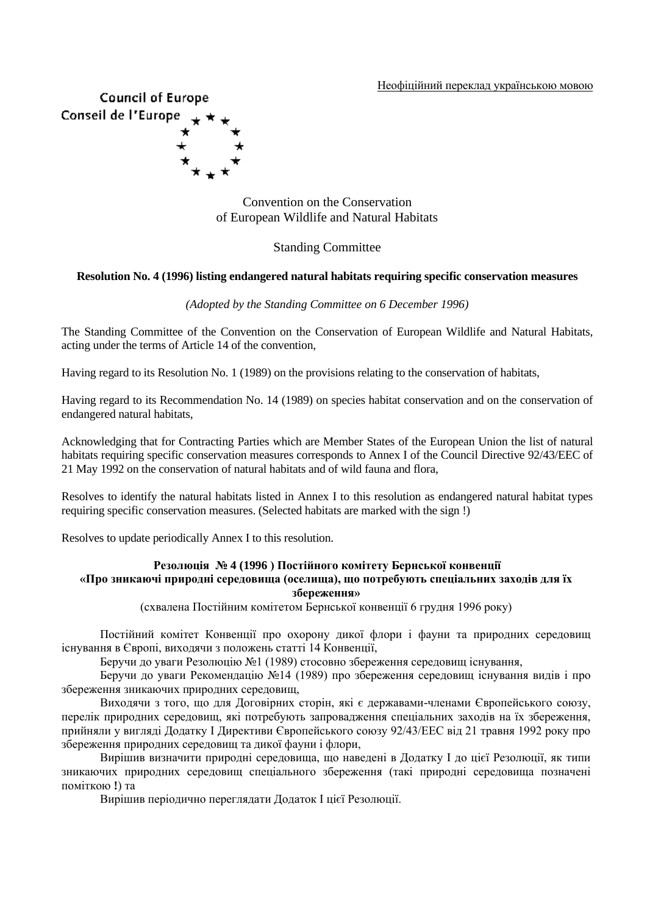Неофіційний переклад українською мовою

Council of Europe
Conseil de l'Europe

Convention on the Conservation
of European Wildlife and Natural Habitats

Standing Committee

**Resolution No. 4 (1996) listing endangered natural habitats requiring specific conservation measures**

*(Adopted by the Standing Committee on 6 December 1996)*

The Standing Committee of the Convention on the Conservation of European Wildlife and Natural Habitats, acting under the terms of Article 14 of the convention,

Having regard to its Resolution No. 1 (1989) on the provisions relating to the conservation of habitats,

Having regard to its Recommendation No. 14 (1989) on species habitat conservation and on the conservation of endangered natural habitats,

Acknowledging that for Contracting Parties which are Member States of the European Union the list of natural habitats requiring specific conservation measures corresponds to Annex I of the Council Directive 92/43/EEC of 21 May 1992 on the conservation of natural habitats and of wild fauna and flora,

Resolves to identify the natural habitats listed in Annex I to this resolution as endangered natural habitat types requiring specific conservation measures. (Selected habitats are marked with the sign !)

Resolves to update periodically Annex I to this resolution.

**Резолюція № 4 (1996 ) Постійного комітету Бернської конвенції**
**«Про зникаючі природні середовища (оселища), що потребують спеціальних заходів для їх збереження»**

(схвалена Постійним комітетом Бернської конвенції 6 грудня 1996 року)

Постійний комітет Конвенції про охорону дикої флори і фауни та природних середовищ існування в Європі, виходячи з положень статті 14 Конвенції,

Беручи до уваги Резолюцію №1 (1989) стосовно збереження середовищ існування,

Беручи до уваги Рекомендацію №14 (1989) про збереження середовищ існування видів і про збереження зникаючих природних середовищ,

Виходячи з того, що для Договірних сторін, які є державами-членами Європейського союзу, перелік природних середовищ, які потребують запровадження спеціальних заходів на їх збереження, прийняли у вигляді Додатку І Директиви Європейського союзу 92/43/ЕЕС від 21 травня 1992 року про збереження природних середовищ та дикої фауни і флори,

Вирішив визначити природні середовища, що наведені в Додатку І до цієї Резолюції, як типи зникаючих природних середовищ спеціального збереження (такі природні середовища позначені поміткою **!**) та

Вирішив періодично переглядати Додаток І цієї Резолюції.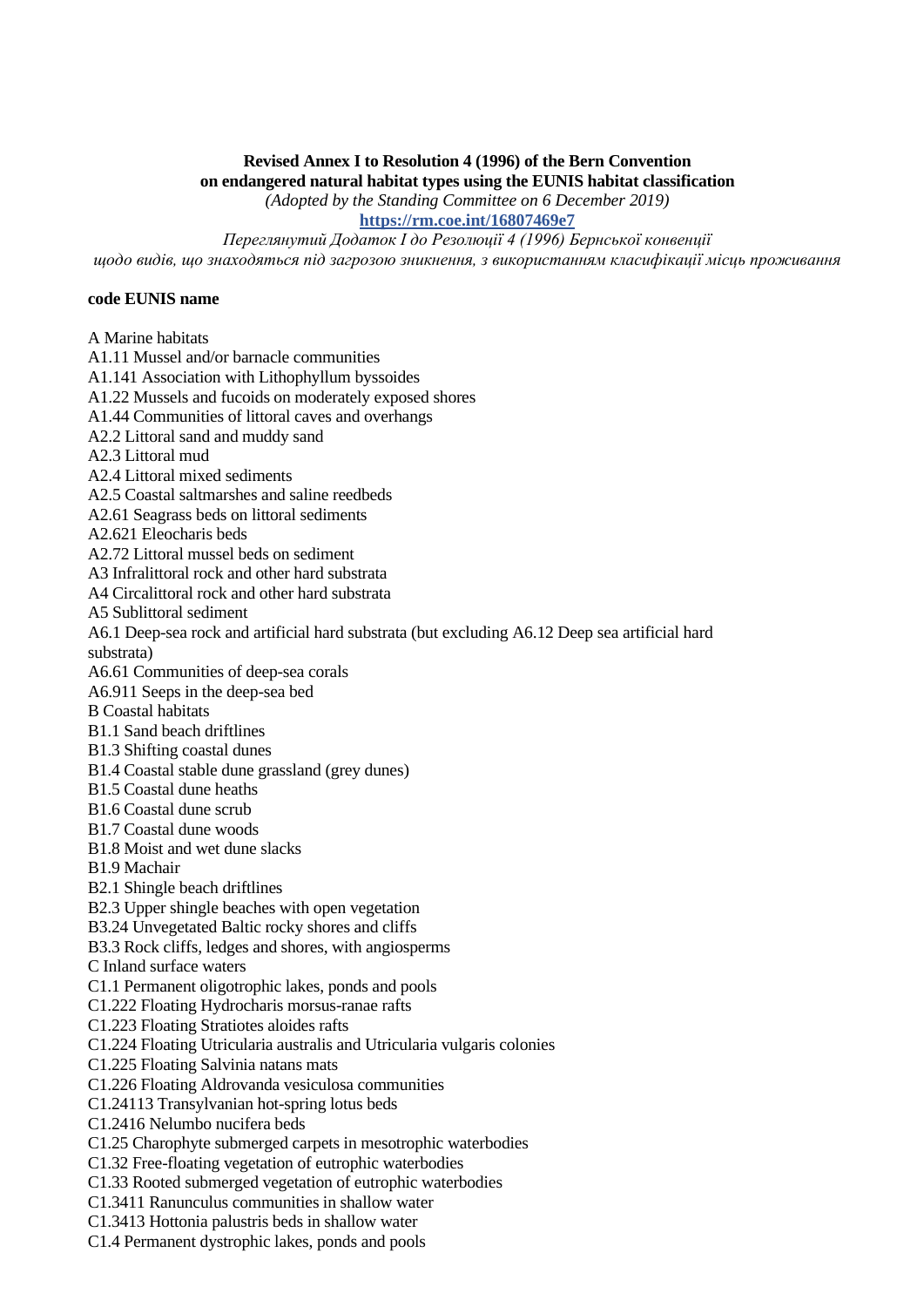**Revised Annex I to Resolution 4 (1996) of the Bern Convention**
**on endangered natural habitat types using the EUNIS habitat classification**

*(Adopted by the Standing Committee on 6 December 2019)*

**https://rm.coe.int/16807469e7**

*Переглянутий Додаток I до Резолюції 4 (1996) Бернської конвенції*
*щодо видів, що знаходяться під загрозою зникнення, з використанням класифікації місць проживання*

**code EUNIS name**

A Marine habitats
A1.11 Mussel and/or barnacle communities
A1.141 Association with Lithophyllum byssoides
A1.22 Mussels and fucoids on moderately exposed shores
A1.44 Communities of littoral caves and overhangs
A2.2 Littoral sand and muddy sand
A2.3 Littoral mud
A2.4 Littoral mixed sediments
A2.5 Coastal saltmarshes and saline reedbeds
A2.61 Seagrass beds on littoral sediments
A2.621 Eleocharis beds
A2.72 Littoral mussel beds on sediment
A3 Infralittoral rock and other hard substrata
A4 Circalittoral rock and other hard substrata
A5 Sublittoral sediment
A6.1 Deep-sea rock and artificial hard substrata (but excluding A6.12 Deep sea artificial hard substrata)
A6.61 Communities of deep-sea corals
A6.911 Seeps in the deep-sea bed
B Coastal habitats
B1.1 Sand beach driftlines
B1.3 Shifting coastal dunes
B1.4 Coastal stable dune grassland (grey dunes)
B1.5 Coastal dune heaths
B1.6 Coastal dune scrub
B1.7 Coastal dune woods
B1.8 Moist and wet dune slacks
B1.9 Machair
B2.1 Shingle beach driftlines
B2.3 Upper shingle beaches with open vegetation
B3.24 Unvegetated Baltic rocky shores and cliffs
B3.3 Rock cliffs, ledges and shores, with angiosperms
C Inland surface waters
C1.1 Permanent oligotrophic lakes, ponds and pools
C1.222 Floating Hydrocharis morsus-ranae rafts
C1.223 Floating Stratiotes aloides rafts
C1.224 Floating Utricularia australis and Utricularia vulgaris colonies
C1.225 Floating Salvinia natans mats
C1.226 Floating Aldrovanda vesiculosa communities
C1.24113 Transylvanian hot-spring lotus beds
C1.2416 Nelumbo nucifera beds
C1.25 Charophyte submerged carpets in mesotrophic waterbodies
C1.32 Free-floating vegetation of eutrophic waterbodies
C1.33 Rooted submerged vegetation of eutrophic waterbodies
C1.3411 Ranunculus communities in shallow water
C1.3413 Hottonia palustris beds in shallow water
C1.4 Permanent dystrophic lakes, ponds and pools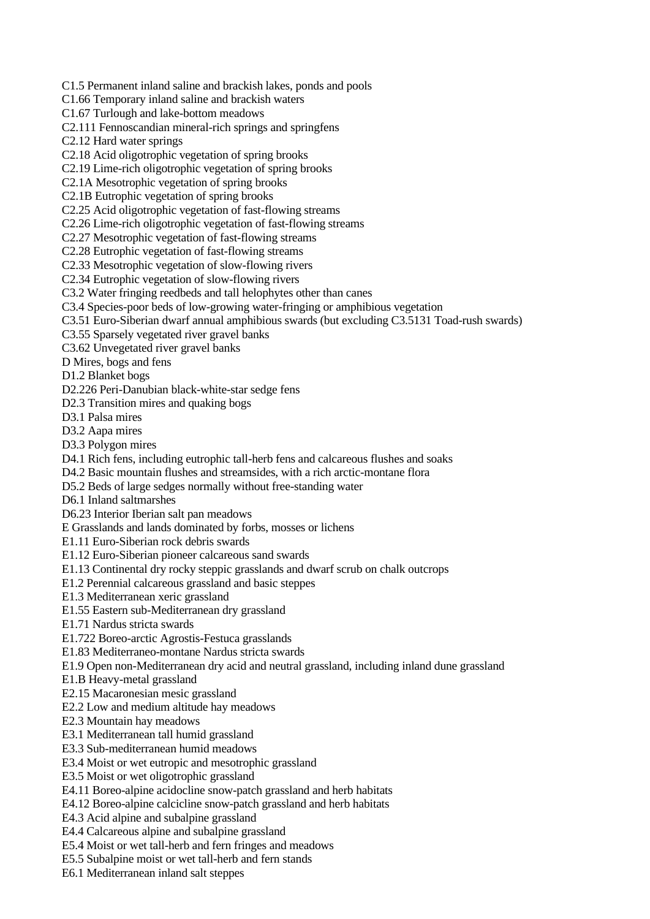C1.5 Permanent inland saline and brackish lakes, ponds and pools
C1.66 Temporary inland saline and brackish waters
C1.67 Turlough and lake-bottom meadows
C2.111 Fennoscandian mineral-rich springs and springfens
C2.12 Hard water springs
C2.18 Acid oligotrophic vegetation of spring brooks
C2.19 Lime-rich oligotrophic vegetation of spring brooks
C2.1A Mesotrophic vegetation of spring brooks
C2.1B Eutrophic vegetation of spring brooks
C2.25 Acid oligotrophic vegetation of fast-flowing streams
C2.26 Lime-rich oligotrophic vegetation of fast-flowing streams
C2.27 Mesotrophic vegetation of fast-flowing streams
C2.28 Eutrophic vegetation of fast-flowing streams
C2.33 Mesotrophic vegetation of slow-flowing rivers
C2.34 Eutrophic vegetation of slow-flowing rivers
C3.2 Water fringing reedbeds and tall helophytes other than canes
C3.4 Species-poor beds of low-growing water-fringing or amphibious vegetation
C3.51 Euro-Siberian dwarf annual amphibious swards (but excluding C3.5131 Toad-rush swards)
C3.55 Sparsely vegetated river gravel banks
C3.62 Unvegetated river gravel banks
D Mires, bogs and fens
D1.2 Blanket bogs
D2.226 Peri-Danubian black-white-star sedge fens
D2.3 Transition mires and quaking bogs
D3.1 Palsa mires
D3.2 Aapa mires
D3.3 Polygon mires
D4.1 Rich fens, including eutrophic tall-herb fens and calcareous flushes and soaks
D4.2 Basic mountain flushes and streamsides, with a rich arctic-montane flora
D5.2 Beds of large sedges normally without free-standing water
D6.1 Inland saltmarshes
D6.23 Interior Iberian salt pan meadows
E Grasslands and lands dominated by forbs, mosses or lichens
E1.11 Euro-Siberian rock debris swards
E1.12 Euro-Siberian pioneer calcareous sand swards
E1.13 Continental dry rocky steppic grasslands and dwarf scrub on chalk outcrops
E1.2 Perennial calcareous grassland and basic steppes
E1.3 Mediterranean xeric grassland
E1.55 Eastern sub-Mediterranean dry grassland
E1.71 Nardus stricta swards
E1.722 Boreo-arctic Agrostis-Festuca grasslands
E1.83 Mediterraneo-montane Nardus stricta swards
E1.9 Open non-Mediterranean dry acid and neutral grassland, including inland dune grassland
E1.B Heavy-metal grassland
E2.15 Macaronesian mesic grassland
E2.2 Low and medium altitude hay meadows
E2.3 Mountain hay meadows
E3.1 Mediterranean tall humid grassland
E3.3 Sub-mediterranean humid meadows
E3.4 Moist or wet eutropic and mesotrophic grassland
E3.5 Moist or wet oligotrophic grassland
E4.11 Boreo-alpine acidocline snow-patch grassland and herb habitats
E4.12 Boreo-alpine calcicline snow-patch grassland and herb habitats
E4.3 Acid alpine and subalpine grassland
E4.4 Calcareous alpine and subalpine grassland
E5.4 Moist or wet tall-herb and fern fringes and meadows
E5.5 Subalpine moist or wet tall-herb and fern stands
E6.1 Mediterranean inland salt steppes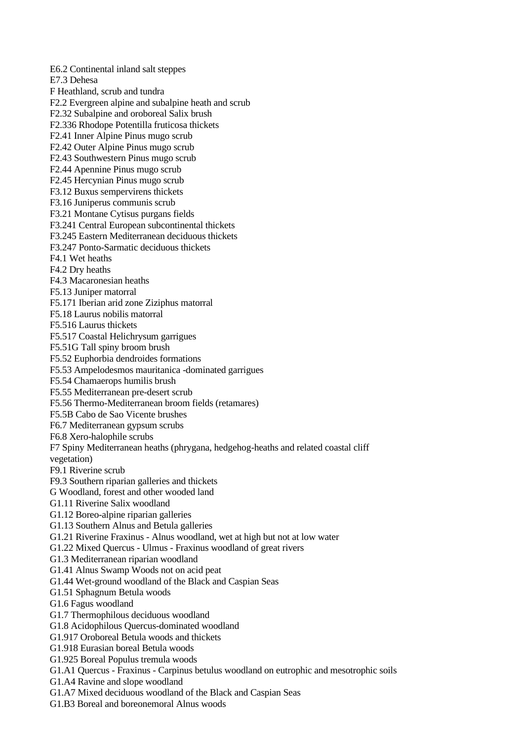E6.2 Continental inland salt steppes
E7.3 Dehesa
F Heathland, scrub and tundra
F2.2 Evergreen alpine and subalpine heath and scrub
F2.32 Subalpine and oroboreal Salix brush
F2.336 Rhodope Potentilla fruticosa thickets
F2.41 Inner Alpine Pinus mugo scrub
F2.42 Outer Alpine Pinus mugo scrub
F2.43 Southwestern Pinus mugo scrub
F2.44 Apennine Pinus mugo scrub
F2.45 Hercynian Pinus mugo scrub
F3.12 Buxus sempervirens thickets
F3.16 Juniperus communis scrub
F3.21 Montane Cytisus purgans fields
F3.241 Central European subcontinental thickets
F3.245 Eastern Mediterranean deciduous thickets
F3.247 Ponto-Sarmatic deciduous thickets
F4.1 Wet heaths
F4.2 Dry heaths
F4.3 Macaronesian heaths
F5.13 Juniper matorral
F5.171 Iberian arid zone Ziziphus matorral
F5.18 Laurus nobilis matorral
F5.516 Laurus thickets
F5.517 Coastal Helichrysum garrigues
F5.51G Tall spiny broom brush
F5.52 Euphorbia dendroides formations
F5.53 Ampelodesmos mauritanica -dominated garrigues
F5.54 Chamaerops humilis brush
F5.55 Mediterranean pre-desert scrub
F5.56 Thermo-Mediterranean broom fields (retamares)
F5.5B Cabo de Sao Vicente brushes
F6.7 Mediterranean gypsum scrubs
F6.8 Xero-halophile scrubs
F7 Spiny Mediterranean heaths (phrygana, hedgehog-heaths and related coastal cliff vegetation)
F9.1 Riverine scrub
F9.3 Southern riparian galleries and thickets
G Woodland, forest and other wooded land
G1.11 Riverine Salix woodland
G1.12 Boreo-alpine riparian galleries
G1.13 Southern Alnus and Betula galleries
G1.21 Riverine Fraxinus - Alnus woodland, wet at high but not at low water
G1.22 Mixed Quercus - Ulmus - Fraxinus woodland of great rivers
G1.3 Mediterranean riparian woodland
G1.41 Alnus Swamp Woods not on acid peat
G1.44 Wet-ground woodland of the Black and Caspian Seas
G1.51 Sphagnum Betula woods
G1.6 Fagus woodland
G1.7 Thermophilous deciduous woodland
G1.8 Acidophilous Quercus-dominated woodland
G1.917 Oroboreal Betula woods and thickets
G1.918 Eurasian boreal Betula woods
G1.925 Boreal Populus tremula woods
G1.A1 Quercus - Fraxinus - Carpinus betulus woodland on eutrophic and mesotrophic soils
G1.A4 Ravine and slope woodland
G1.A7 Mixed deciduous woodland of the Black and Caspian Seas
G1.B3 Boreal and boreonemoral Alnus woods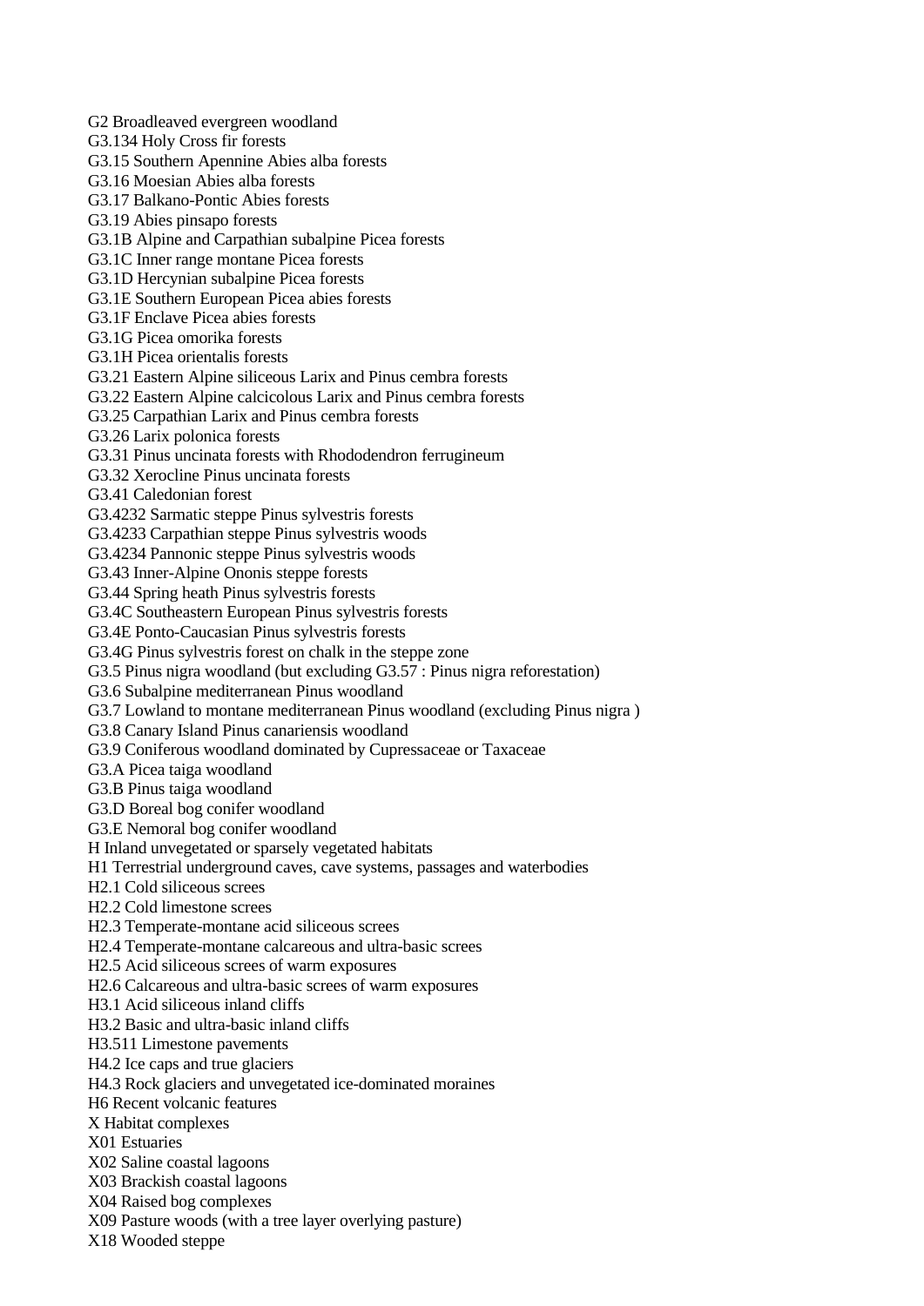G2 Broadleaved evergreen woodland
G3.134 Holy Cross fir forests
G3.15 Southern Apennine Abies alba forests
G3.16 Moesian Abies alba forests
G3.17 Balkano-Pontic Abies forests
G3.19 Abies pinsapo forests
G3.1B Alpine and Carpathian subalpine Picea forests
G3.1C Inner range montane Picea forests
G3.1D Hercynian subalpine Picea forests
G3.1E Southern European Picea abies forests
G3.1F Enclave Picea abies forests
G3.1G Picea omorika forests
G3.1H Picea orientalis forests
G3.21 Eastern Alpine siliceous Larix and Pinus cembra forests
G3.22 Eastern Alpine calcicolous Larix and Pinus cembra forests
G3.25 Carpathian Larix and Pinus cembra forests
G3.26 Larix polonica forests
G3.31 Pinus uncinata forests with Rhododendron ferrugineum
G3.32 Xerocline Pinus uncinata forests
G3.41 Caledonian forest
G3.4232 Sarmatic steppe Pinus sylvestris forests
G3.4233 Carpathian steppe Pinus sylvestris woods
G3.4234 Pannonic steppe Pinus sylvestris woods
G3.43 Inner-Alpine Ononis steppe forests
G3.44 Spring heath Pinus sylvestris forests
G3.4C Southeastern European Pinus sylvestris forests
G3.4E Ponto-Caucasian Pinus sylvestris forests
G3.4G Pinus sylvestris forest on chalk in the steppe zone
G3.5 Pinus nigra woodland (but excluding G3.57 : Pinus nigra reforestation)
G3.6 Subalpine mediterranean Pinus woodland
G3.7 Lowland to montane mediterranean Pinus woodland (excluding Pinus nigra )
G3.8 Canary Island Pinus canariensis woodland
G3.9 Coniferous woodland dominated by Cupressaceae or Taxaceae
G3.A Picea taiga woodland
G3.B Pinus taiga woodland
G3.D Boreal bog conifer woodland
G3.E Nemoral bog conifer woodland
H Inland unvegetated or sparsely vegetated habitats
H1 Terrestrial underground caves, cave systems, passages and waterbodies
H2.1 Cold siliceous screes
H2.2 Cold limestone screes
H2.3 Temperate-montane acid siliceous screes
H2.4 Temperate-montane calcareous and ultra-basic screes
H2.5 Acid siliceous screes of warm exposures
H2.6 Calcareous and ultra-basic screes of warm exposures
H3.1 Acid siliceous inland cliffs
H3.2 Basic and ultra-basic inland cliffs
H3.511 Limestone pavements
H4.2 Ice caps and true glaciers
H4.3 Rock glaciers and unvegetated ice-dominated moraines
H6 Recent volcanic features
X Habitat complexes
X01 Estuaries
X02 Saline coastal lagoons
X03 Brackish coastal lagoons
X04 Raised bog complexes
X09 Pasture woods (with a tree layer overlying pasture)
X18 Wooded steppe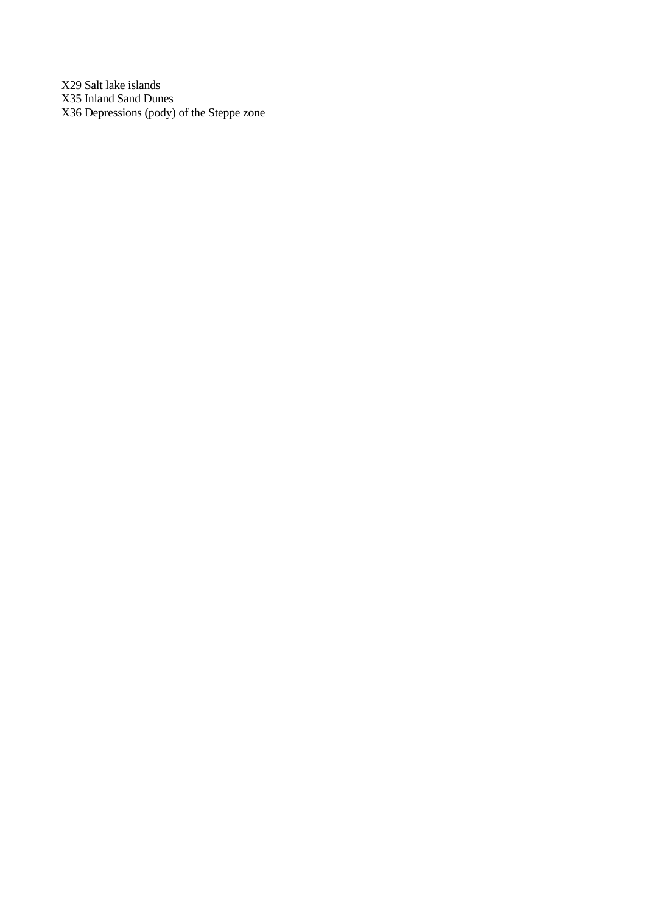X29 Salt lake islands
X35 Inland Sand Dunes
X36 Depressions (pody) of the Steppe zone